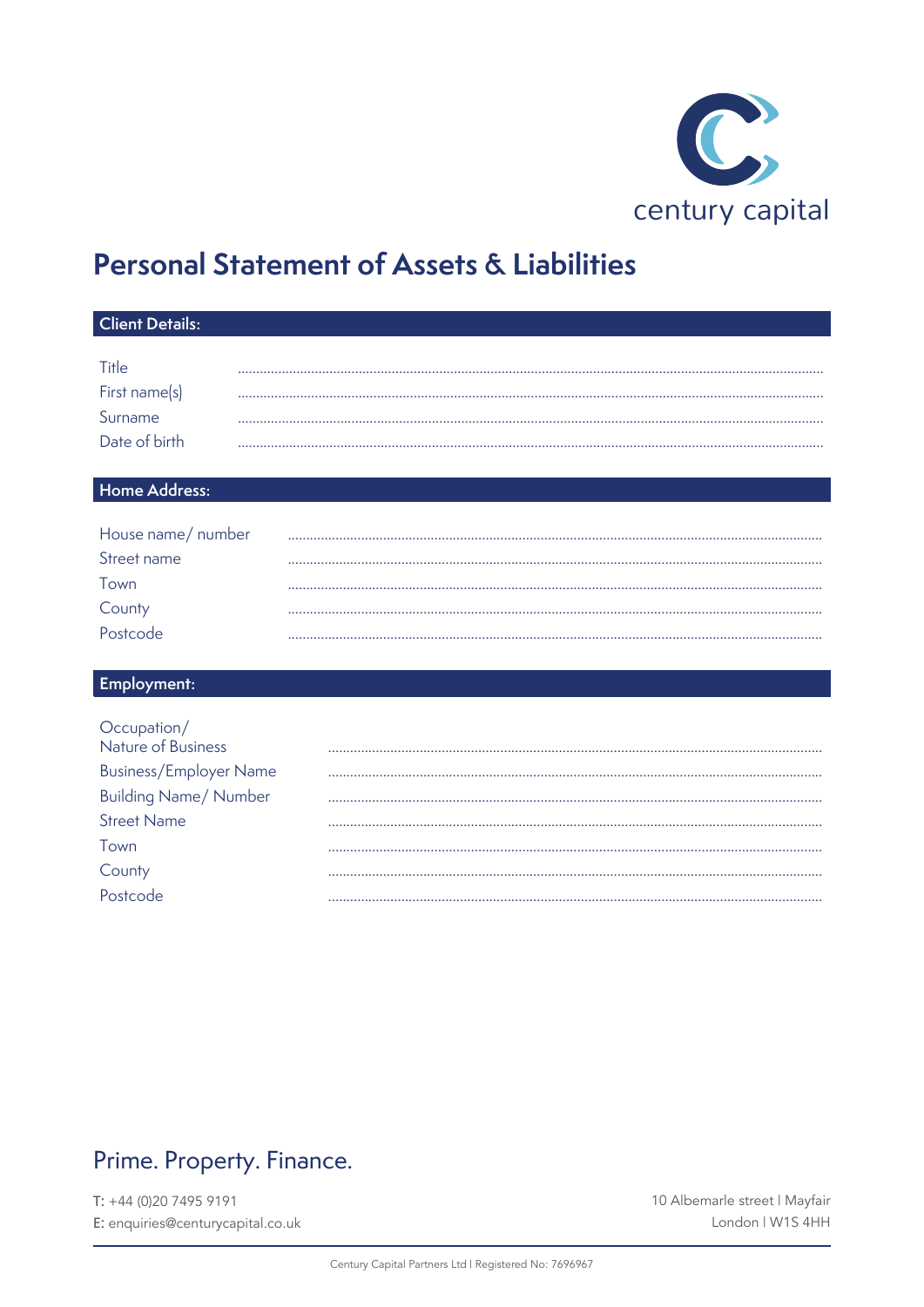century capital

# Personal Statement of Assets & Liabilities

## Client Details:

Title ..........................................................

First name(s) ..........................................................

Surname ..........................................................

Date of birth ..........................................................

## Home Address:

House name/ number ..........................................................

Street name ..........................................................

Town ..........................................................

County ..........................................................

Postcode ..........................................................

## Employment:

Occupation/ Nature of Business ..........................................................

Business/Employer Name ..........................................................

Building Name/ Number ..........................................................

Street Name ..........................................................

Town ..........................................................

County ..........................................................

Postcode ..........................................................

Prime. Property. Finance.

T: +44 (0)20 7495 9191
E: enquiries@centurycapital.co.uk

10 Albemarle street | Mayfair
London | W1S 4HH

Century Capital Partners Ltd | Registered No: 7696967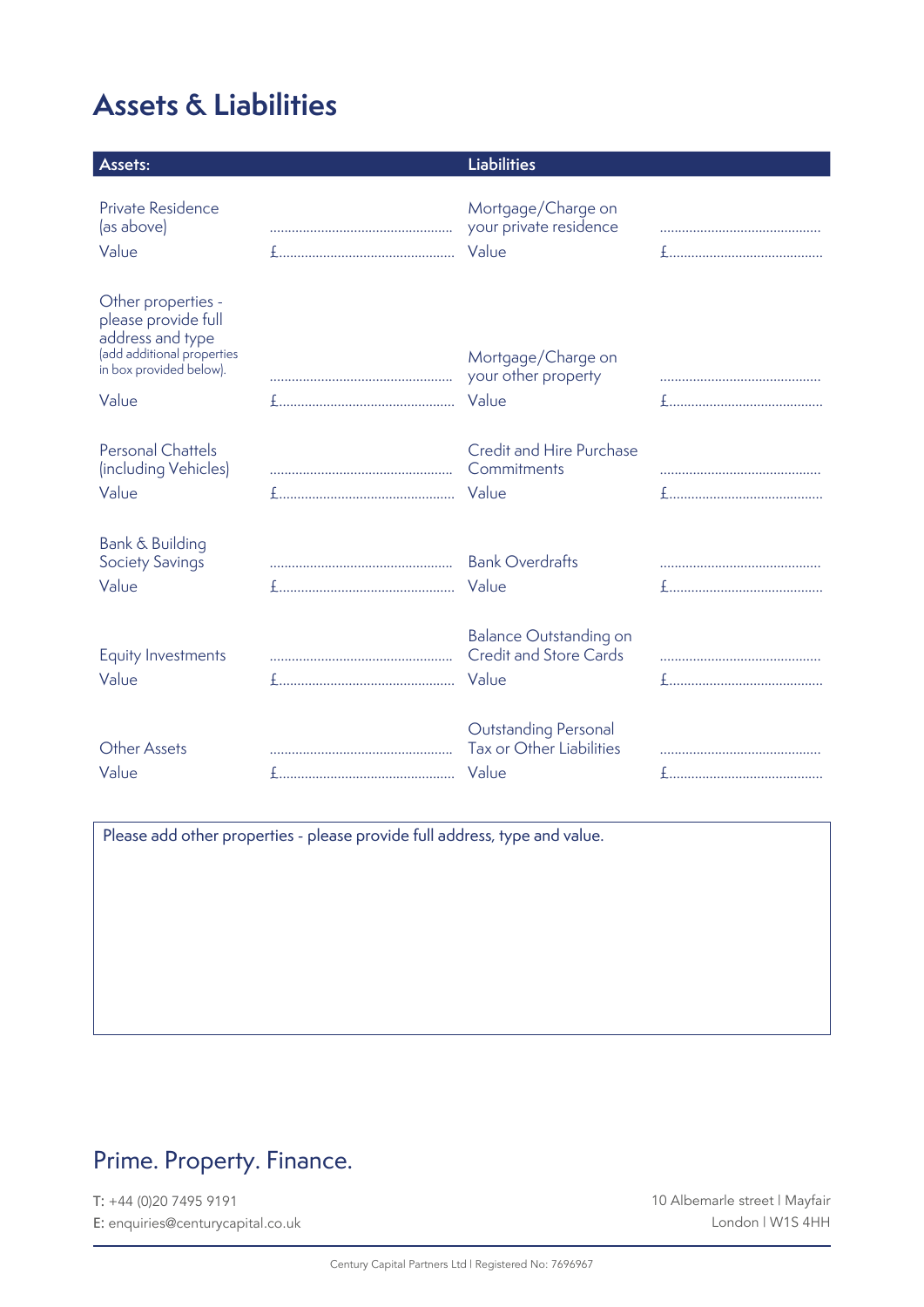# Assets & Liabilities

| Assets: | | Liabilities | |
|---|---|---|---|
| Private Residence (as above) | ................................................ | Mortgage/Charge on your private residence | ........................................... |
| Value | £............................................... | Value | £.......................................... |
| Other properties - please provide full address and type (add additional properties in box provided below). | ................................................ | Mortgage/Charge on your other property | ........................................... |
| Value | £............................................... | Value | £.......................................... |
| Personal Chattels (including Vehicles) | ................................................ | Credit and Hire Purchase Commitments | ........................................... |
| Value | £............................................... | Value | £.......................................... |
| Bank & Building Society Savings | ................................................ | Bank Overdrafts | ........................................... |
| Value | £............................................... | Value | £.......................................... |
| Equity Investments | ................................................ | Balance Outstanding on Credit and Store Cards | ........................................... |
| Value | £............................................... | Value | £.......................................... |
| Other Assets | ................................................ | Outstanding Personal Tax or Other Liabilities | ........................................... |
| Value | £............................................... | Value | £.......................................... |

Please add other properties - please provide full address, type and value.

## Prime. Property. Finance.

T: +44 (0)20 7495 9191
E: enquiries@centurycapital.co.uk

10 Albemarle street | Mayfair
London | W1S 4HH

Century Capital Partners Ltd | Registered No: 7696967